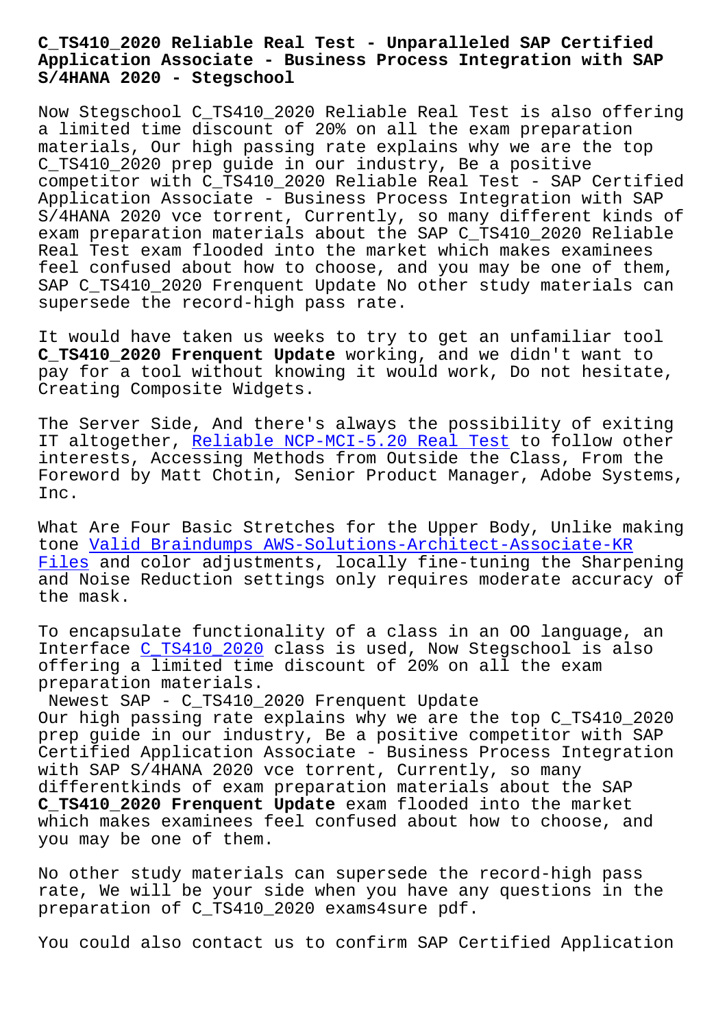# C_TS410_2020 Reliable Real Test - Unparalleled SAP Certified Application Associate - Business Process Integration with SAP S/4HANA 2020 - Stegschool

Now Stegschool C_TS410_2020 Reliable Real Test is also offering a limited time discount of 20% on all the exam preparation materials, Our high passing rate explains why we are the top C_TS410_2020 prep guide in our industry, Be a positive competitor with C_TS410_2020 Reliable Real Test - SAP Certified Application Associate - Business Process Integration with SAP S/4HANA 2020 vce torrent, Currently, so many different kinds of exam preparation materials about the SAP C_TS410_2020 Reliable Real Test exam flooded into the market which makes examinees feel confused about how to choose, and you may be one of them, SAP C_TS410_2020 Frenquent Update No other study materials can supersede the record-high pass rate.

It would have taken us weeks to try to get an unfamiliar tool **C_TS410_2020 Frenquent Update** working, and we didn't want to pay for a tool without knowing it would work, Do not hesitate, Creating Composite Widgets.

The Server Side, And there's always the possibility of exiting IT altogether, Reliable NCP-MCI-5.20 Real Test to follow other interests, Accessing Methods from Outside the Class, From the Foreword by Matt Chotin, Senior Product Manager, Adobe Systems, Inc.

What Are Four Basic Stretches for the Upper Body, Unlike making tone Valid Braindumps AWS-Solutions-Architect-Associate-KR Files and color adjustments, locally fine-tuning the Sharpening and Noise Reduction settings only requires moderate accuracy of the mask.

To encapsulate functionality of a class in an OO language, an Interface C_TS410_2020 class is used, Now Stegschool is also offering a limited time discount of 20% on all the exam preparation materials.

Newest SAP - C_TS410_2020 Frenquent Update

Our high passing rate explains why we are the top C_TS410_2020 prep guide in our industry, Be a positive competitor with SAP Certified Application Associate - Business Process Integration with SAP S/4HANA 2020 vce torrent, Currently, so many differentkinds of exam preparation materials about the SAP **C_TS410_2020 Frenquent Update** exam flooded into the market which makes examinees feel confused about how to choose, and you may be one of them.

No other study materials can supersede the record-high pass rate, We will be your side when you have any questions in the preparation of C_TS410_2020 exams4sure pdf.

You could also contact us to confirm SAP Certified Application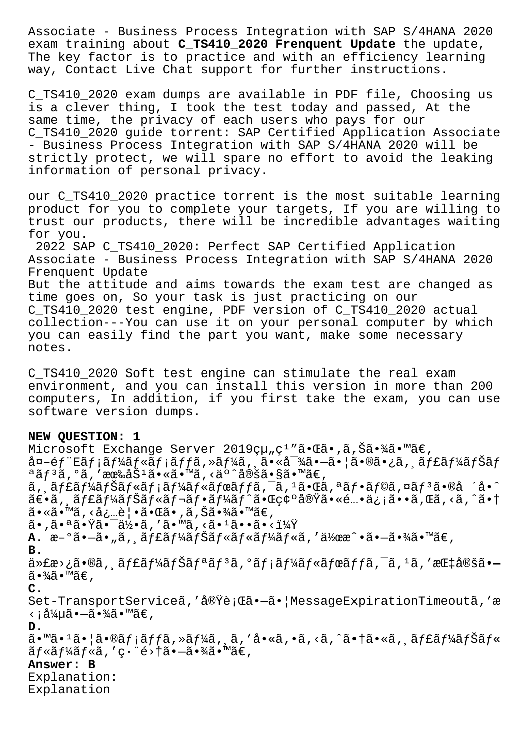Associate - Business Process Integration with SAP S/4HANA 2020 exam training about **C_TS410_2020 Frenquent Update** the update, The key factor is to practice and with an efficiency learning way, Contact Live Chat support for further instructions.

C_TS410_2020 exam dumps are available in PDF file, Choosing us is a clever thing, I took the test today and passed, At the same time, the privacy of each users who pays for our C_TS410_2020 guide torrent: SAP Certified Application Associate - Business Process Integration with SAP S/4HANA 2020 will be strictly protect, we will spare no effort to avoid the leaking information of personal privacy.

our C_TS410_2020 practice torrent is the most suitable learning product for you to complete your targets, If you are willing to trust our products, there will be incredible advantages waiting for you.

2022 SAP C_TS410_2020: Perfect SAP Certified Application Associate - Business Process Integration with SAP S/4HANA 2020 Frenquent Update

But the attitude and aims towards the exam test are changed as time goes on, So your task is just practicing on our C_TS410_2020 test engine, PDF version of C_TS410_2020 actual collection---You can use it on your personal computer by which you can easily find the part you want, make some necessary notes.

C_TS410_2020 Soft test engine can stimulate the real exam environment, and you can install this version in more than 200 computers, In addition, if you first take the exam, you can use software version dumps.

**NEW QUESTION: 1**

Microsoft Exchange Server 2019組織があります。
外部メールメッセージが受信されるまでのジャーナリングを有効にする予定です。
ジャーナルメールボックスがオフラインの場合、ジャーナルレポートが確実に配信されるようにする必要があります。
あなたは何をすべきか？

**A.** 新しいジャーナルルールを作成します。

**B.** 代替のジャーナリングメールボックスを指定します。

**C.** Set-TransportServiceを実行してMessageExpirationTimeoutを構成します。

**D.** すべてのメッセージを含めるようにジャーナルルールを編集します。

**Answer: B**

Explanation:
Explanation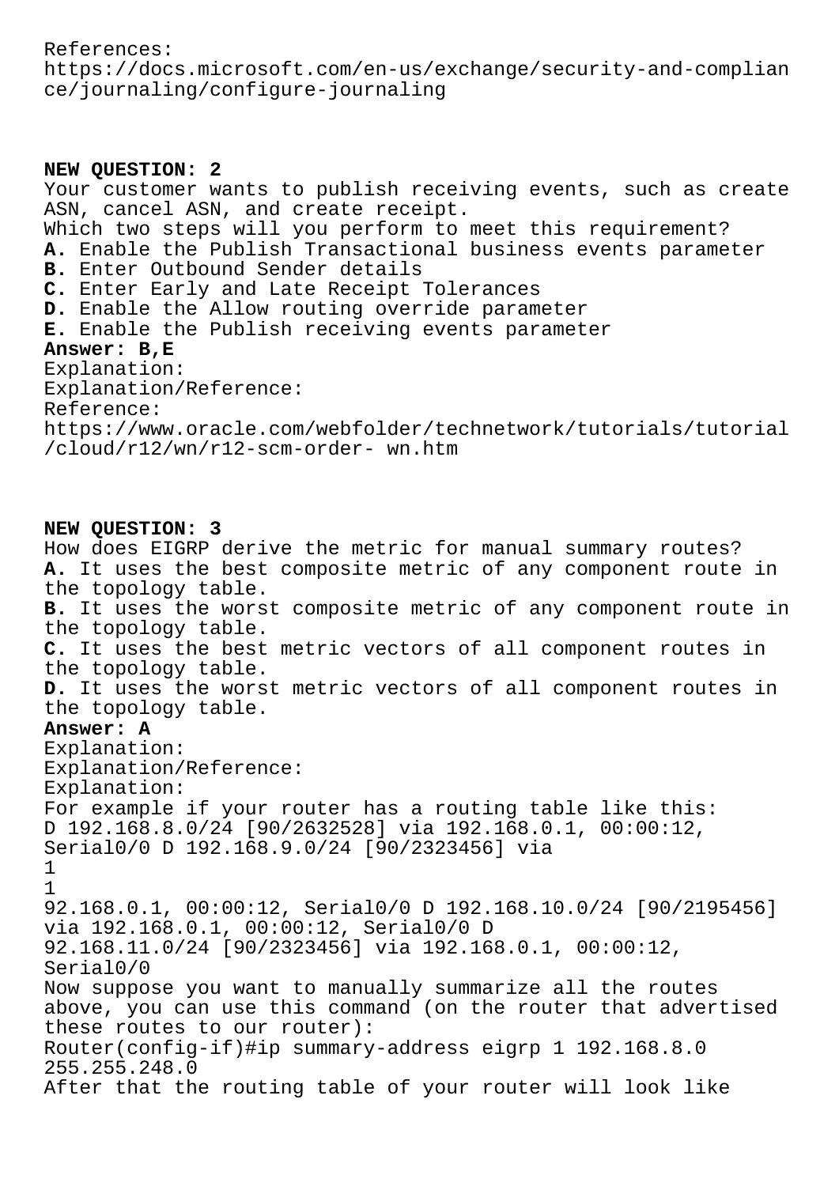References:
https://docs.microsoft.com/en-us/exchange/security-and-compliance/journaling/configure-journaling

**NEW QUESTION: 2**
Your customer wants to publish receiving events, such as create ASN, cancel ASN, and create receipt.
Which two steps will you perform to meet this requirement?
**A.** Enable the Publish Transactional business events parameter
**B.** Enter Outbound Sender details
**C.** Enter Early and Late Receipt Tolerances
**D.** Enable the Allow routing override parameter
**E.** Enable the Publish receiving events parameter
**Answer: B,E**
Explanation:
Explanation/Reference:
Reference:
https://www.oracle.com/webfolder/technetwork/tutorials/tutorial/cloud/r12/wn/r12-scm-order- wn.htm

**NEW QUESTION: 3**
How does EIGRP derive the metric for manual summary routes?
**A.** It uses the best composite metric of any component route in the topology table.
**B.** It uses the worst composite metric of any component route in the topology table.
**C.** It uses the best metric vectors of all component routes in the topology table.
**D.** It uses the worst metric vectors of all component routes in the topology table.
**Answer: A**
Explanation:
Explanation/Reference:
Explanation:
For example if your router has a routing table like this:
D 192.168.8.0/24 [90/2632528] via 192.168.0.1, 00:00:12, Serial0/0 D 192.168.9.0/24 [90/2323456] via
1
1
92.168.0.1, 00:00:12, Serial0/0 D 192.168.10.0/24 [90/2195456] via 192.168.0.1, 00:00:12, Serial0/0 D
92.168.11.0/24 [90/2323456] via 192.168.0.1, 00:00:12, Serial0/0
Now suppose you want to manually summarize all the routes above, you can use this command (on the router that advertised these routes to our router):
Router(config-if)#ip summary-address eigrp 1 192.168.8.0 255.255.248.0
After that the routing table of your router will look like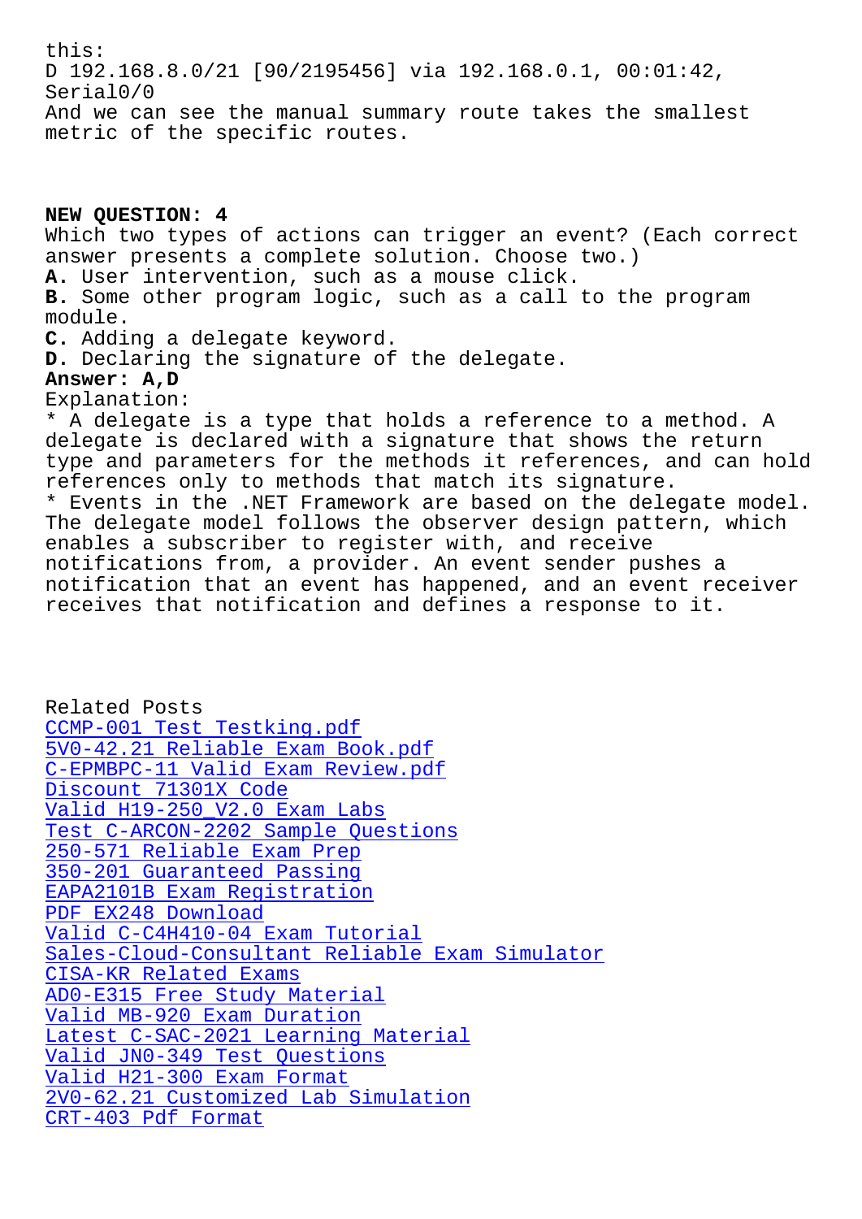this:

D 192.168.8.0/21 [90/2195456] via 192.168.0.1, 00:01:42, Serial0/0

And we can see the manual summary route takes the smallest metric of the specific routes.

**NEW QUESTION: 4**

Which two types of actions can trigger an event? (Each correct answer presents a complete solution. Choose two.)

**A.** User intervention, such as a mouse click.
**B.** Some other program logic, such as a call to the program module.
**C.** Adding a delegate keyword.
**D.** Declaring the signature of the delegate.

**Answer: A,D**

Explanation:

* A delegate is a type that holds a reference to a method. A delegate is declared with a signature that shows the return type and parameters for the methods it references, and can hold references only to methods that match its signature.
* Events in the .NET Framework are based on the delegate model. The delegate model follows the observer design pattern, which enables a subscriber to register with, and receive notifications from, a provider. An event sender pushes a notification that an event has happened, and an event receiver receives that notification and defines a response to it.

Related Posts

CCMP-001 Test Testking.pdf
5V0-42.21 Reliable Exam Book.pdf
C-EPMBPC-11 Valid Exam Review.pdf
Discount 71301X Code
Valid H19-250_V2.0 Exam Labs
Test C-ARCON-2202 Sample Questions
250-571 Reliable Exam Prep
350-201 Guaranteed Passing
EAPA2101B Exam Registration
PDF EX248 Download
Valid C-C4H410-04 Exam Tutorial
Sales-Cloud-Consultant Reliable Exam Simulator
CISA-KR Related Exams
AD0-E315 Free Study Material
Valid MB-920 Exam Duration
Latest C-SAC-2021 Learning Material
Valid JN0-349 Test Questions
Valid H21-300 Exam Format
2V0-62.21 Customized Lab Simulation
CRT-403 Pdf Format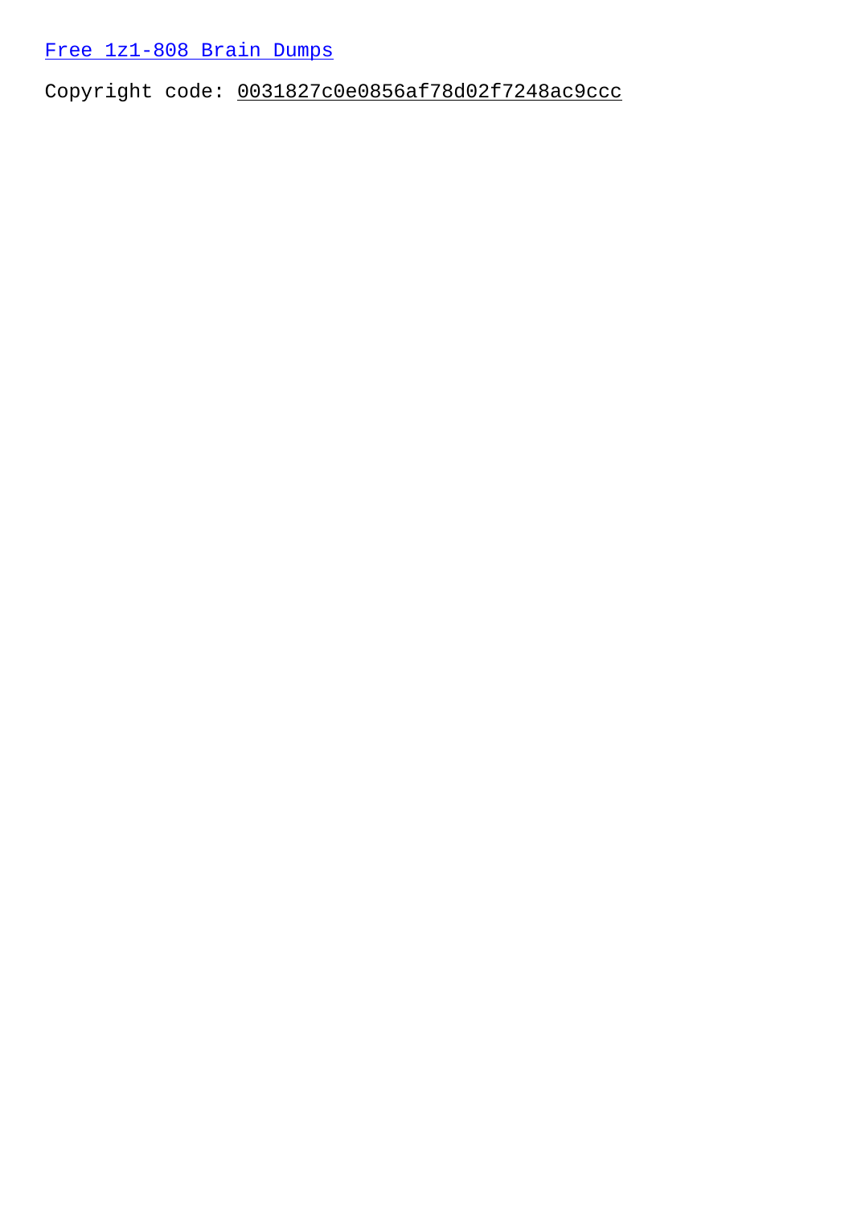[Free 1z1-808 Brain Dumps]

Copyright code: 0031827c0e0856af78d02f7248ac9ccc